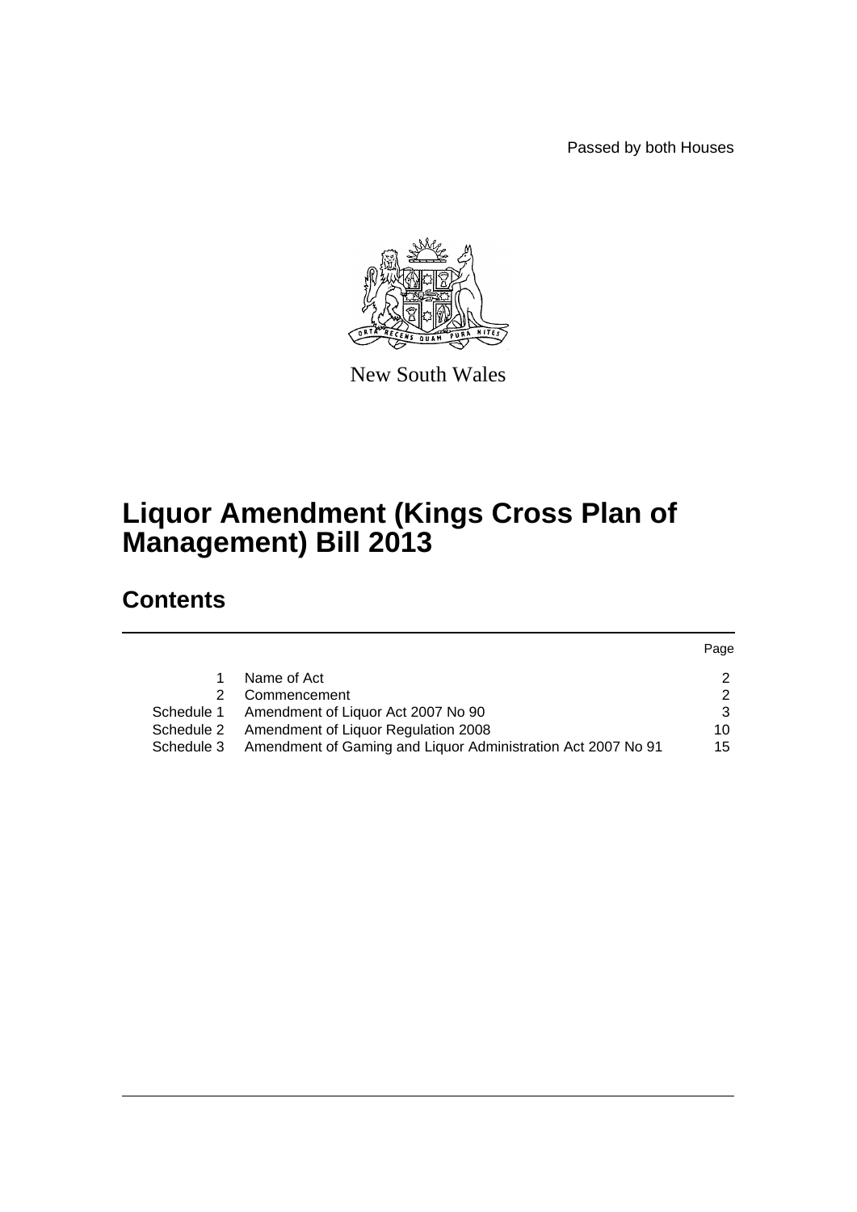Passed by both Houses

New South Wales

# Liquor Amendment (Kings Cross Plan of Management) Bill 2013

## Contents

| | | Page |
|---|---|---|
| 1 | Name of Act | 2 |
| 2 | Commencement | 2 |
| Schedule 1 | Amendment of Liquor Act 2007 No 90 | 3 |
| Schedule 2 | Amendment of Liquor Regulation 2008 | 10 |
| Schedule 3 | Amendment of Gaming and Liquor Administration Act 2007 No 91 | 15 |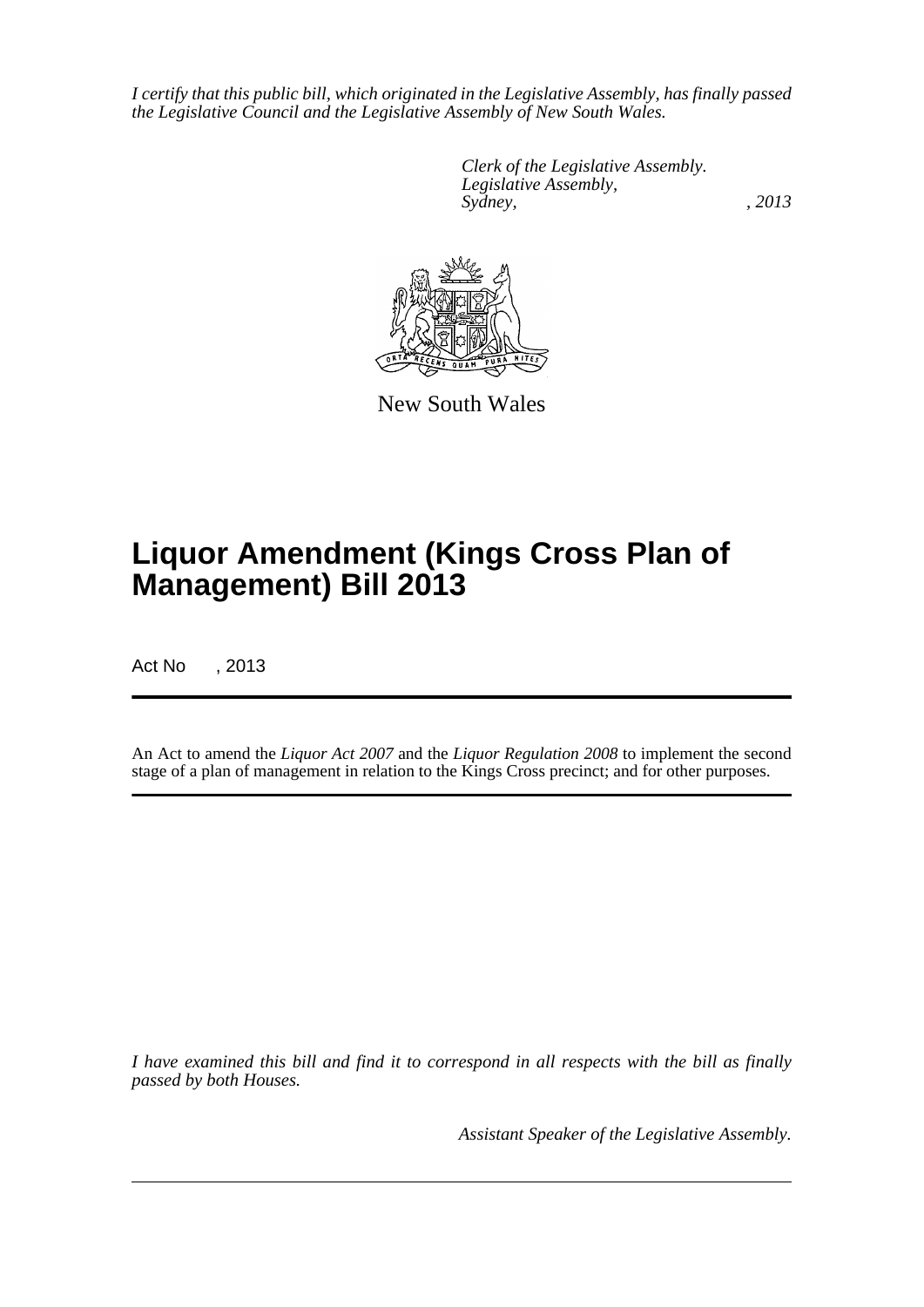*I certify that this public bill, which originated in the Legislative Assembly, has finally passed the Legislative Council and the Legislative Assembly of New South Wales.*

*Clerk of the Legislative Assembly.*
*Legislative Assembly,*
*Sydney, , 2013*

New South Wales

# Liquor Amendment (Kings Cross Plan of Management) Bill 2013

Act No , 2013

An Act to amend the *Liquor Act 2007* and the *Liquor Regulation 2008* to implement the second stage of a plan of management in relation to the Kings Cross precinct; and for other purposes.

*I have examined this bill and find it to correspond in all respects with the bill as finally passed by both Houses.*

*Assistant Speaker of the Legislative Assembly.*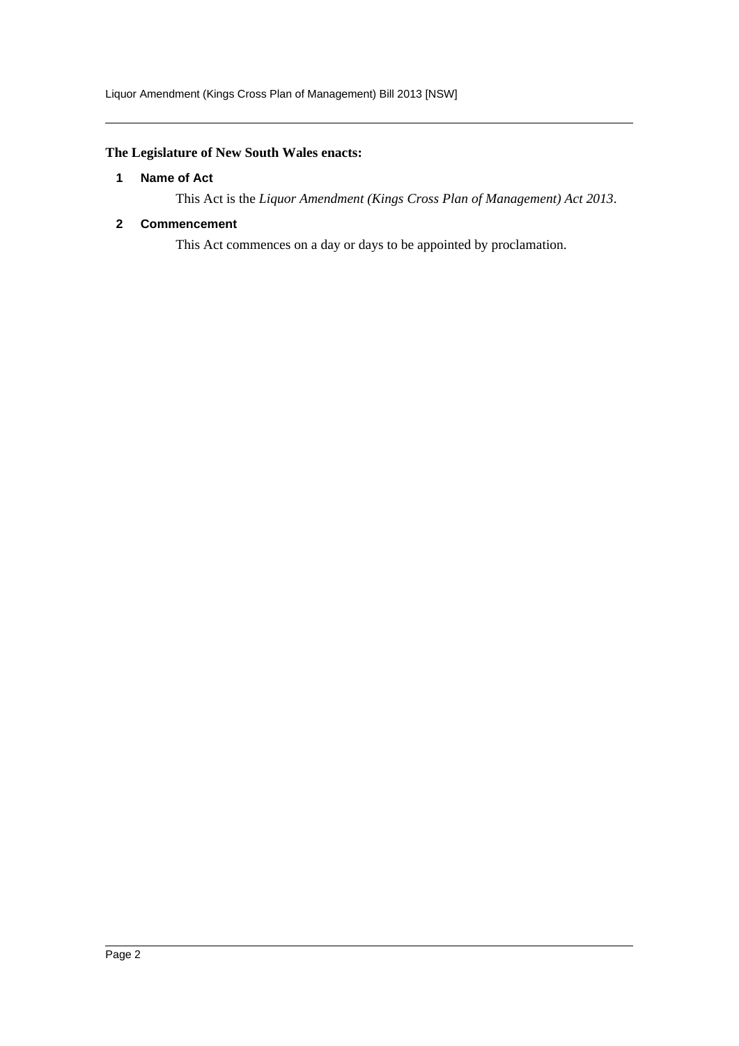**The Legislature of New South Wales enacts:**

**1 Name of Act**

This Act is the *Liquor Amendment (Kings Cross Plan of Management) Act 2013*.

**2 Commencement**

This Act commences on a day or days to be appointed by proclamation.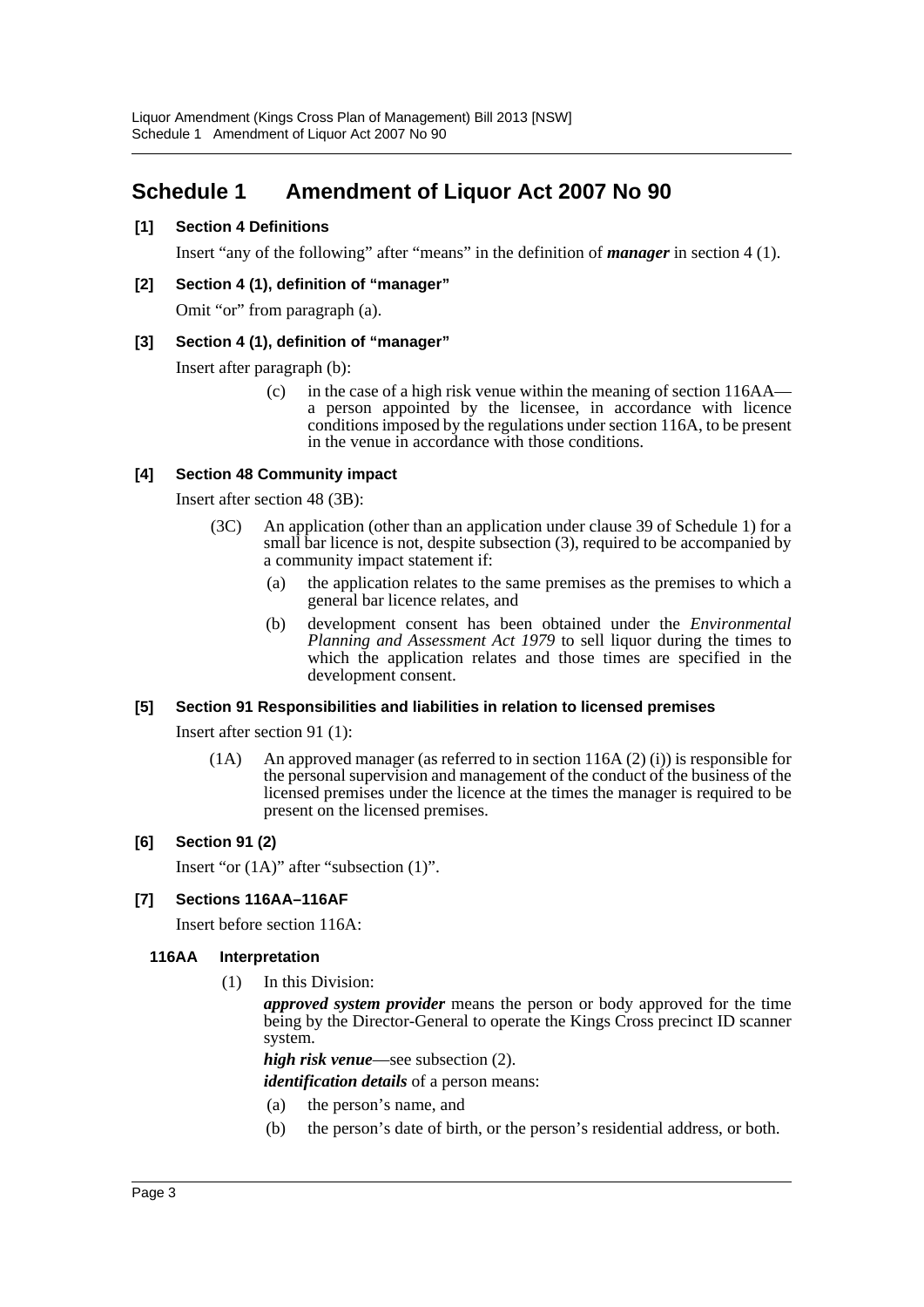# Schedule 1 Amendment of Liquor Act 2007 No 90

**[1] Section 4 Definitions**

Insert "any of the following" after "means" in the definition of ***manager*** in section 4 (1).

**[2] Section 4 (1), definition of "manager"**

Omit "or" from paragraph (a).

**[3] Section 4 (1), definition of "manager"**

Insert after paragraph (b):

> (c) in the case of a high risk venue within the meaning of section 116AA—a person appointed by the licensee, in accordance with licence conditions imposed by the regulations under section 116A, to be present in the venue in accordance with those conditions.

**[4] Section 48 Community impact**

Insert after section 48 (3B):

> (3C) An application (other than an application under clause 39 of Schedule 1) for a small bar licence is not, despite subsection (3), required to be accompanied by a community impact statement if:
>
> (a) the application relates to the same premises as the premises to which a general bar licence relates, and
>
> (b) development consent has been obtained under the *Environmental Planning and Assessment Act 1979* to sell liquor during the times to which the application relates and those times are specified in the development consent.

**[5] Section 91 Responsibilities and liabilities in relation to licensed premises**

Insert after section 91 (1):

> (1A) An approved manager (as referred to in section 116A (2) (i)) is responsible for the personal supervision and management of the conduct of the business of the licensed premises under the licence at the times the manager is required to be present on the licensed premises.

**[6] Section 91 (2)**

Insert "or (1A)" after "subsection (1)".

**[7] Sections 116AA–116AF**

Insert before section 116A:

**116AA Interpretation**

(1) In this Division:

***approved system provider*** means the person or body approved for the time being by the Director-General to operate the Kings Cross precinct ID scanner system.

***high risk venue***—see subsection (2).

***identification details*** of a person means:

(a) the person's name, and

(b) the person's date of birth, or the person's residential address, or both.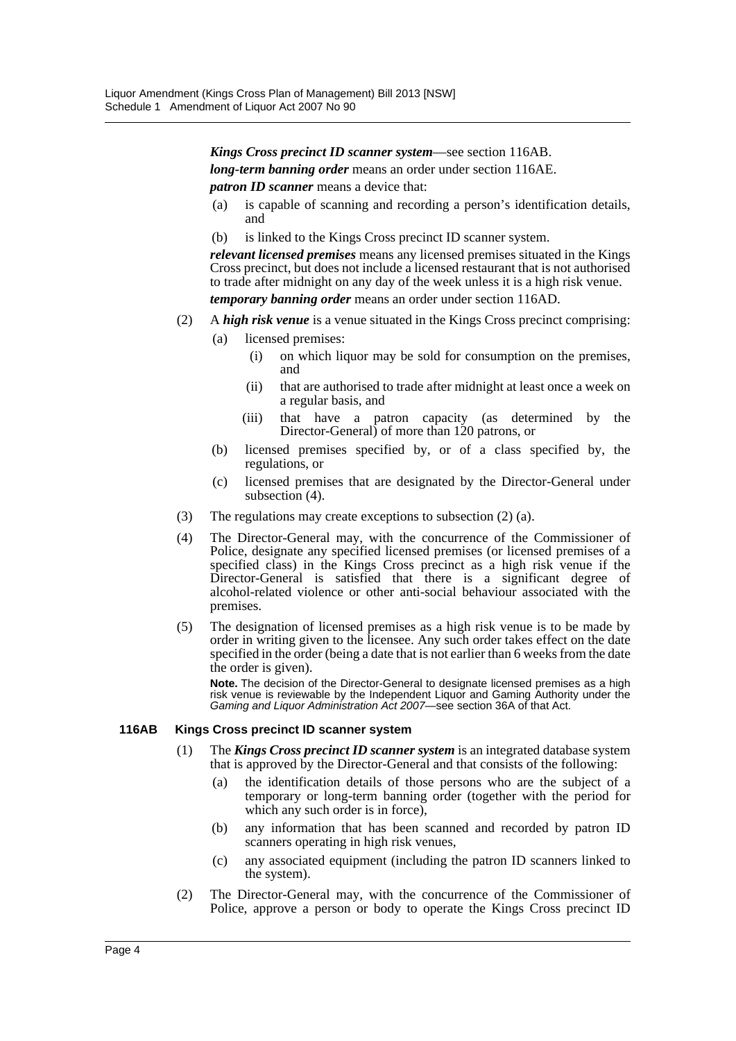***Kings Cross precinct ID scanner system***—see section 116AB.

***long-term banning order*** means an order under section 116AE.

***patron ID scanner*** means a device that:

- (a) is capable of scanning and recording a person's identification details, and
- (b) is linked to the Kings Cross precinct ID scanner system.

***relevant licensed premises*** means any licensed premises situated in the Kings Cross precinct, but does not include a licensed restaurant that is not authorised to trade after midnight on any day of the week unless it is a high risk venue.

***temporary banning order*** means an order under section 116AD.

(2) A ***high risk venue*** is a venue situated in the Kings Cross precinct comprising:

- (a) licensed premises:
  - (i) on which liquor may be sold for consumption on the premises, and
  - (ii) that are authorised to trade after midnight at least once a week on a regular basis, and
  - (iii) that have a patron capacity (as determined by the Director-General) of more than 120 patrons, or
- (b) licensed premises specified by, or of a class specified by, the regulations, or
- (c) licensed premises that are designated by the Director-General under subsection (4).

(3) The regulations may create exceptions to subsection (2) (a).

(4) The Director-General may, with the concurrence of the Commissioner of Police, designate any specified licensed premises (or licensed premises of a specified class) in the Kings Cross precinct as a high risk venue if the Director-General is satisfied that there is a significant degree of alcohol-related violence or other anti-social behaviour associated with the premises.

(5) The designation of licensed premises as a high risk venue is to be made by order in writing given to the licensee. Any such order takes effect on the date specified in the order (being a date that is not earlier than 6 weeks from the date the order is given).

**Note.** The decision of the Director-General to designate licensed premises as a high risk venue is reviewable by the Independent Liquor and Gaming Authority under the *Gaming and Liquor Administration Act 2007*—see section 36A of that Act.

#### 116AB Kings Cross precinct ID scanner system

(1) The ***Kings Cross precinct ID scanner system*** is an integrated database system that is approved by the Director-General and that consists of the following:

- (a) the identification details of those persons who are the subject of a temporary or long-term banning order (together with the period for which any such order is in force),
- (b) any information that has been scanned and recorded by patron ID scanners operating in high risk venues,
- (c) any associated equipment (including the patron ID scanners linked to the system).

(2) The Director-General may, with the concurrence of the Commissioner of Police, approve a person or body to operate the Kings Cross precinct ID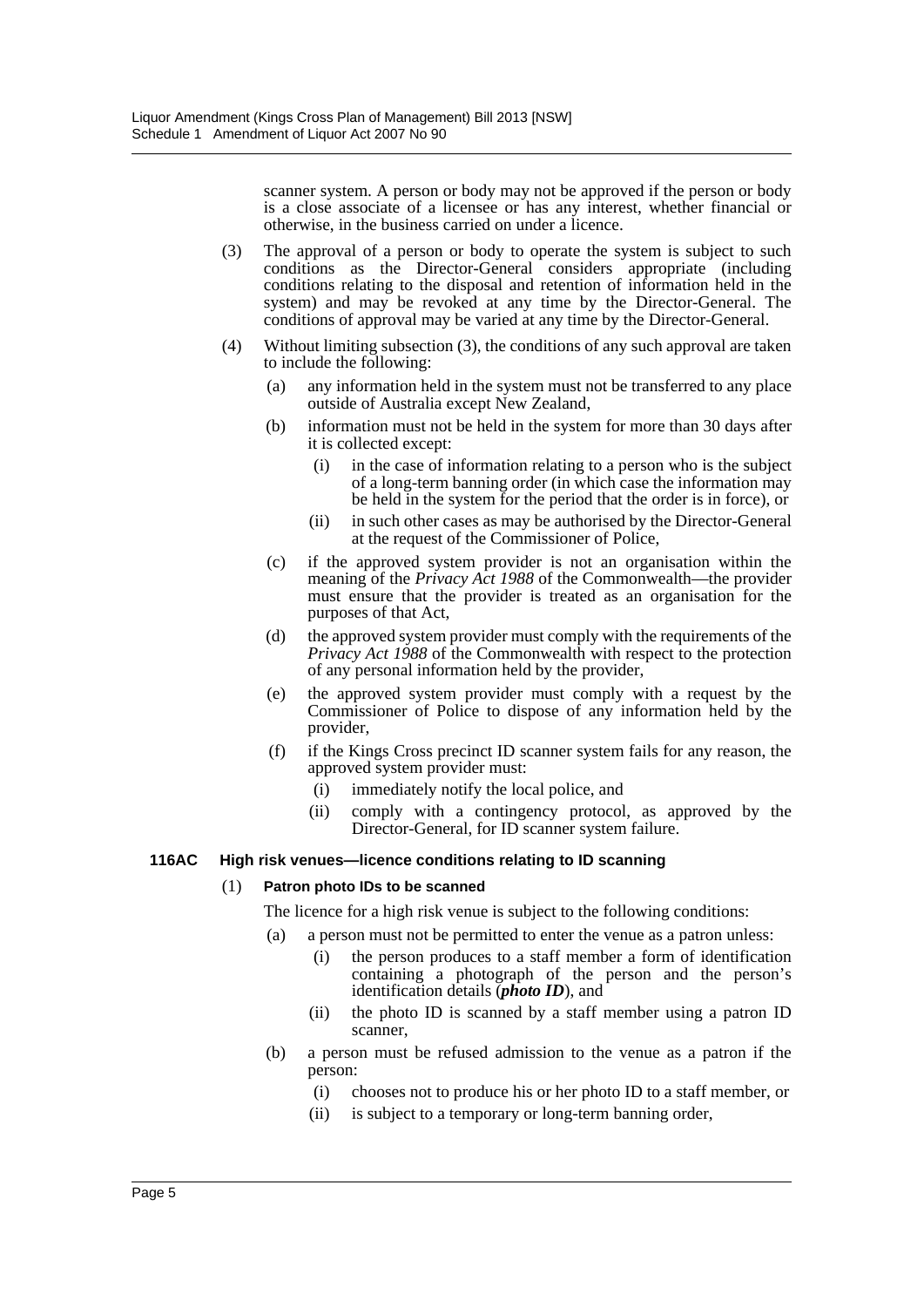scanner system. A person or body may not be approved if the person or body is a close associate of a licensee or has any interest, whether financial or otherwise, in the business carried on under a licence.

(3) The approval of a person or body to operate the system is subject to such conditions as the Director-General considers appropriate (including conditions relating to the disposal and retention of information held in the system) and may be revoked at any time by the Director-General. The conditions of approval may be varied at any time by the Director-General.

(4) Without limiting subsection (3), the conditions of any such approval are taken to include the following:

- (a) any information held in the system must not be transferred to any place outside of Australia except New Zealand,
- (b) information must not be held in the system for more than 30 days after it is collected except:
  - (i) in the case of information relating to a person who is the subject of a long-term banning order (in which case the information may be held in the system for the period that the order is in force), or
  - (ii) in such other cases as may be authorised by the Director-General at the request of the Commissioner of Police,
- (c) if the approved system provider is not an organisation within the meaning of the *Privacy Act 1988* of the Commonwealth—the provider must ensure that the provider is treated as an organisation for the purposes of that Act,
- (d) the approved system provider must comply with the requirements of the *Privacy Act 1988* of the Commonwealth with respect to the protection of any personal information held by the provider,
- (e) the approved system provider must comply with a request by the Commissioner of Police to dispose of any information held by the provider,
- (f) if the Kings Cross precinct ID scanner system fails for any reason, the approved system provider must:
  - (i) immediately notify the local police, and
  - (ii) comply with a contingency protocol, as approved by the Director-General, for ID scanner system failure.

### 116AC High risk venues—licence conditions relating to ID scanning

(1) **Patron photo IDs to be scanned**

The licence for a high risk venue is subject to the following conditions:

- (a) a person must not be permitted to enter the venue as a patron unless:
  - (i) the person produces to a staff member a form of identification containing a photograph of the person and the person's identification details (***photo ID***), and
  - (ii) the photo ID is scanned by a staff member using a patron ID scanner,
- (b) a person must be refused admission to the venue as a patron if the person:
  - (i) chooses not to produce his or her photo ID to a staff member, or
  - (ii) is subject to a temporary or long-term banning order,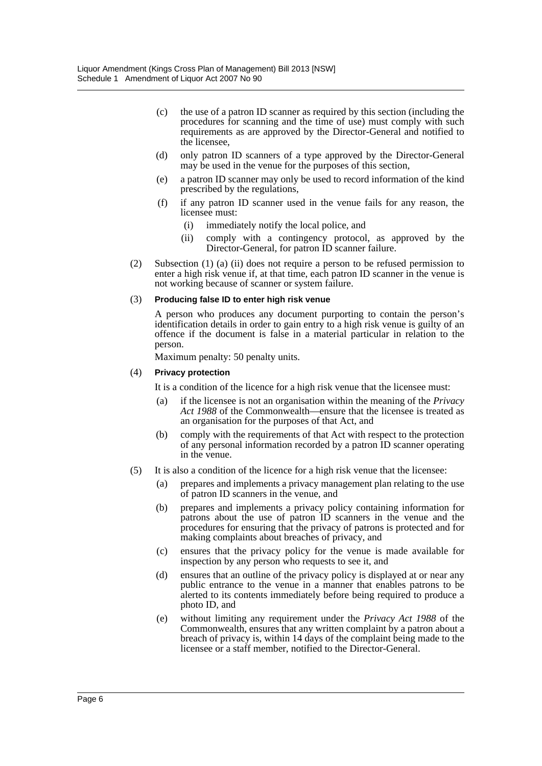(c) the use of a patron ID scanner as required by this section (including the procedures for scanning and the time of use) must comply with such requirements as are approved by the Director-General and notified to the licensee,

(d) only patron ID scanners of a type approved by the Director-General may be used in the venue for the purposes of this section,

(e) a patron ID scanner may only be used to record information of the kind prescribed by the regulations,

(f) if any patron ID scanner used in the venue fails for any reason, the licensee must:

  (i) immediately notify the local police, and

  (ii) comply with a contingency protocol, as approved by the Director-General, for patron ID scanner failure.

(2) Subsection (1) (a) (ii) does not require a person to be refused permission to enter a high risk venue if, at that time, each patron ID scanner in the venue is not working because of scanner or system failure.

(3) **Producing false ID to enter high risk venue**

A person who produces any document purporting to contain the person's identification details in order to gain entry to a high risk venue is guilty of an offence if the document is false in a material particular in relation to the person.

Maximum penalty: 50 penalty units.

(4) **Privacy protection**

It is a condition of the licence for a high risk venue that the licensee must:

(a) if the licensee is not an organisation within the meaning of the *Privacy Act 1988* of the Commonwealth—ensure that the licensee is treated as an organisation for the purposes of that Act, and

(b) comply with the requirements of that Act with respect to the protection of any personal information recorded by a patron ID scanner operating in the venue.

(5) It is also a condition of the licence for a high risk venue that the licensee:

(a) prepares and implements a privacy management plan relating to the use of patron ID scanners in the venue, and

(b) prepares and implements a privacy policy containing information for patrons about the use of patron ID scanners in the venue and the procedures for ensuring that the privacy of patrons is protected and for making complaints about breaches of privacy, and

(c) ensures that the privacy policy for the venue is made available for inspection by any person who requests to see it, and

(d) ensures that an outline of the privacy policy is displayed at or near any public entrance to the venue in a manner that enables patrons to be alerted to its contents immediately before being required to produce a photo ID, and

(e) without limiting any requirement under the *Privacy Act 1988* of the Commonwealth, ensures that any written complaint by a patron about a breach of privacy is, within 14 days of the complaint being made to the licensee or a staff member, notified to the Director-General.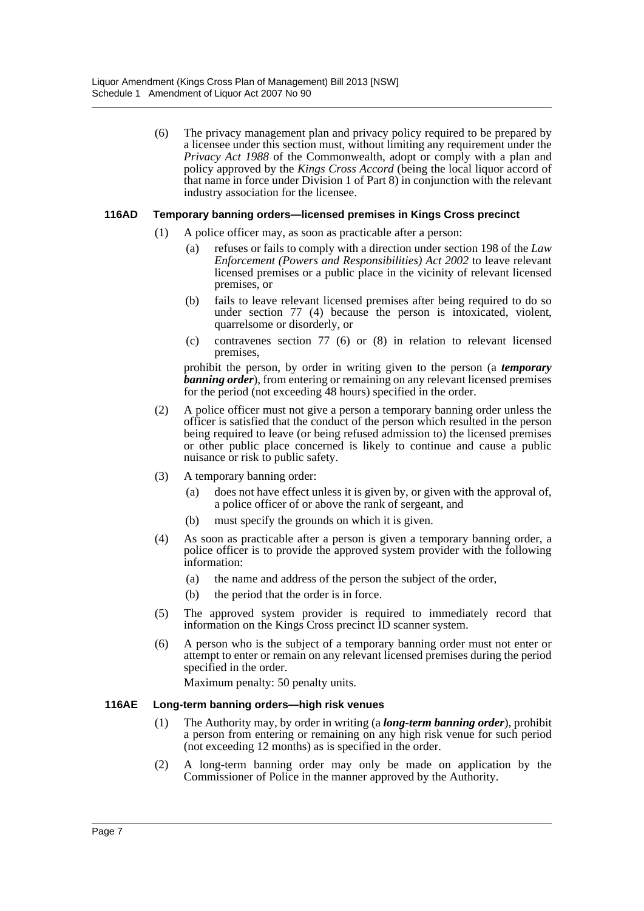(6) The privacy management plan and privacy policy required to be prepared by a licensee under this section must, without limiting any requirement under the *Privacy Act 1988* of the Commonwealth, adopt or comply with a plan and policy approved by the *Kings Cross Accord* (being the local liquor accord of that name in force under Division 1 of Part 8) in conjunction with the relevant industry association for the licensee.

**116AD Temporary banning orders—licensed premises in Kings Cross precinct**

(1) A police officer may, as soon as practicable after a person:

(a) refuses or fails to comply with a direction under section 198 of the *Law Enforcement (Powers and Responsibilities) Act 2002* to leave relevant licensed premises or a public place in the vicinity of relevant licensed premises, or

(b) fails to leave relevant licensed premises after being required to do so under section 77 (4) because the person is intoxicated, violent, quarrelsome or disorderly, or

(c) contravenes section 77 (6) or (8) in relation to relevant licensed premises,

prohibit the person, by order in writing given to the person (a ***temporary banning order***), from entering or remaining on any relevant licensed premises for the period (not exceeding 48 hours) specified in the order.

(2) A police officer must not give a person a temporary banning order unless the officer is satisfied that the conduct of the person which resulted in the person being required to leave (or being refused admission to) the licensed premises or other public place concerned is likely to continue and cause a public nuisance or risk to public safety.

(3) A temporary banning order:

(a) does not have effect unless it is given by, or given with the approval of, a police officer of or above the rank of sergeant, and

(b) must specify the grounds on which it is given.

(4) As soon as practicable after a person is given a temporary banning order, a police officer is to provide the approved system provider with the following information:

(a) the name and address of the person the subject of the order,

(b) the period that the order is in force.

(5) The approved system provider is required to immediately record that information on the Kings Cross precinct ID scanner system.

(6) A person who is the subject of a temporary banning order must not enter or attempt to enter or remain on any relevant licensed premises during the period specified in the order.

Maximum penalty: 50 penalty units.

**116AE Long-term banning orders—high risk venues**

(1) The Authority may, by order in writing (a ***long-term banning order***), prohibit a person from entering or remaining on any high risk venue for such period (not exceeding 12 months) as is specified in the order.

(2) A long-term banning order may only be made on application by the Commissioner of Police in the manner approved by the Authority.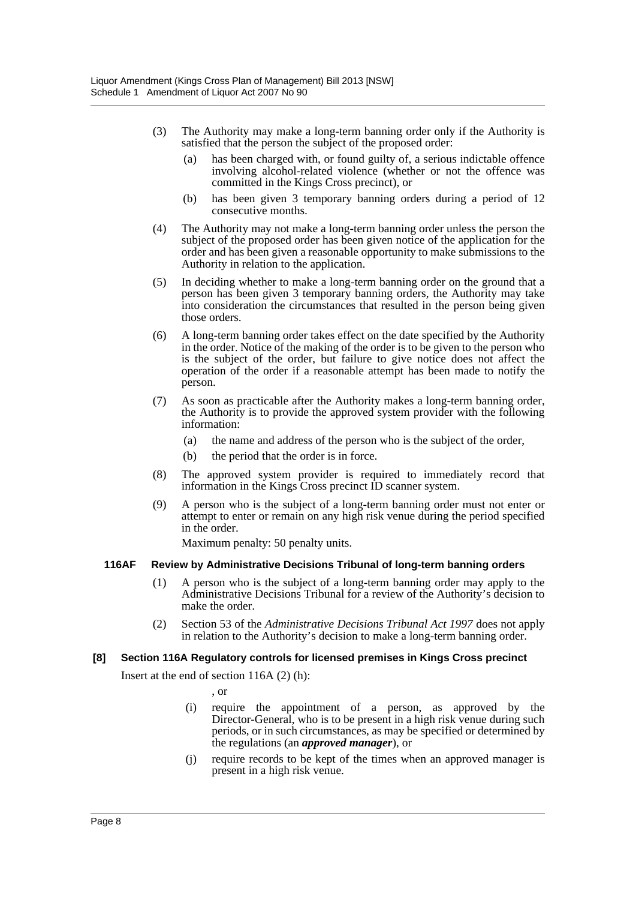(3) The Authority may make a long-term banning order only if the Authority is satisfied that the person the subject of the proposed order:

(a) has been charged with, or found guilty of, a serious indictable offence involving alcohol-related violence (whether or not the offence was committed in the Kings Cross precinct), or

(b) has been given 3 temporary banning orders during a period of 12 consecutive months.

(4) The Authority may not make a long-term banning order unless the person the subject of the proposed order has been given notice of the application for the order and has been given a reasonable opportunity to make submissions to the Authority in relation to the application.

(5) In deciding whether to make a long-term banning order on the ground that a person has been given 3 temporary banning orders, the Authority may take into consideration the circumstances that resulted in the person being given those orders.

(6) A long-term banning order takes effect on the date specified by the Authority in the order. Notice of the making of the order is to be given to the person who is the subject of the order, but failure to give notice does not affect the operation of the order if a reasonable attempt has been made to notify the person.

(7) As soon as practicable after the Authority makes a long-term banning order, the Authority is to provide the approved system provider with the following information:

(a) the name and address of the person who is the subject of the order,

(b) the period that the order is in force.

(8) The approved system provider is required to immediately record that information in the Kings Cross precinct ID scanner system.

(9) A person who is the subject of a long-term banning order must not enter or attempt to enter or remain on any high risk venue during the period specified in the order.

Maximum penalty: 50 penalty units.

**116AF Review by Administrative Decisions Tribunal of long-term banning orders**

(1) A person who is the subject of a long-term banning order may apply to the Administrative Decisions Tribunal for a review of the Authority's decision to make the order.

(2) Section 53 of the *Administrative Decisions Tribunal Act 1997* does not apply in relation to the Authority's decision to make a long-term banning order.

**[8] Section 116A Regulatory controls for licensed premises in Kings Cross precinct**

Insert at the end of section 116A (2) (h):

, or

(i) require the appointment of a person, as approved by the Director-General, who is to be present in a high risk venue during such periods, or in such circumstances, as may be specified or determined by the regulations (an ***approved manager***), or

(j) require records to be kept of the times when an approved manager is present in a high risk venue.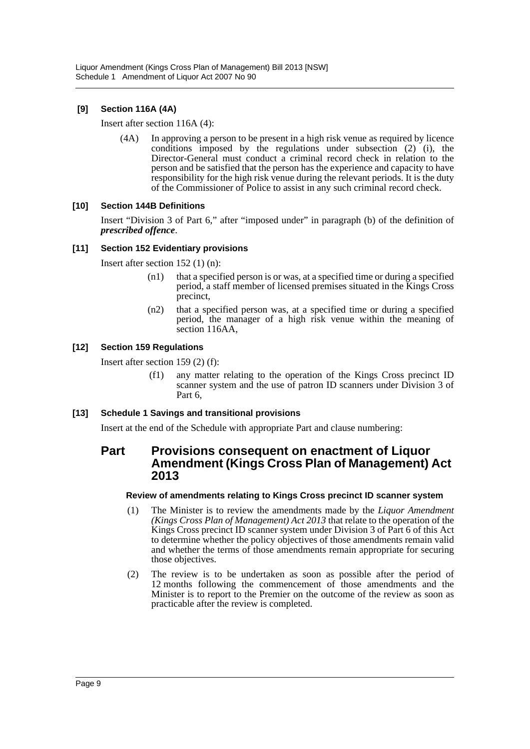**[9] Section 116A (4A)**

Insert after section 116A (4):

(4A) In approving a person to be present in a high risk venue as required by licence conditions imposed by the regulations under subsection (2) (i), the Director-General must conduct a criminal record check in relation to the person and be satisfied that the person has the experience and capacity to have responsibility for the high risk venue during the relevant periods. It is the duty of the Commissioner of Police to assist in any such criminal record check.

**[10] Section 144B Definitions**

Insert "Division 3 of Part 6," after "imposed under" in paragraph (b) of the definition of ***prescribed offence***.

**[11] Section 152 Evidentiary provisions**

Insert after section 152 (1) (n):

(n1) that a specified person is or was, at a specified time or during a specified period, a staff member of licensed premises situated in the Kings Cross precinct,

(n2) that a specified person was, at a specified time or during a specified period, the manager of a high risk venue within the meaning of section 116AA,

**[12] Section 159 Regulations**

Insert after section 159 (2) (f):

(f1) any matter relating to the operation of the Kings Cross precinct ID scanner system and the use of patron ID scanners under Division 3 of Part 6,

**[13] Schedule 1 Savings and transitional provisions**

Insert at the end of the Schedule with appropriate Part and clause numbering:

## Part Provisions consequent on enactment of Liquor Amendment (Kings Cross Plan of Management) Act 2013

**Review of amendments relating to Kings Cross precinct ID scanner system**

(1) The Minister is to review the amendments made by the *Liquor Amendment (Kings Cross Plan of Management) Act 2013* that relate to the operation of the Kings Cross precinct ID scanner system under Division 3 of Part 6 of this Act to determine whether the policy objectives of those amendments remain valid and whether the terms of those amendments remain appropriate for securing those objectives.

(2) The review is to be undertaken as soon as possible after the period of 12 months following the commencement of those amendments and the Minister is to report to the Premier on the outcome of the review as soon as practicable after the review is completed.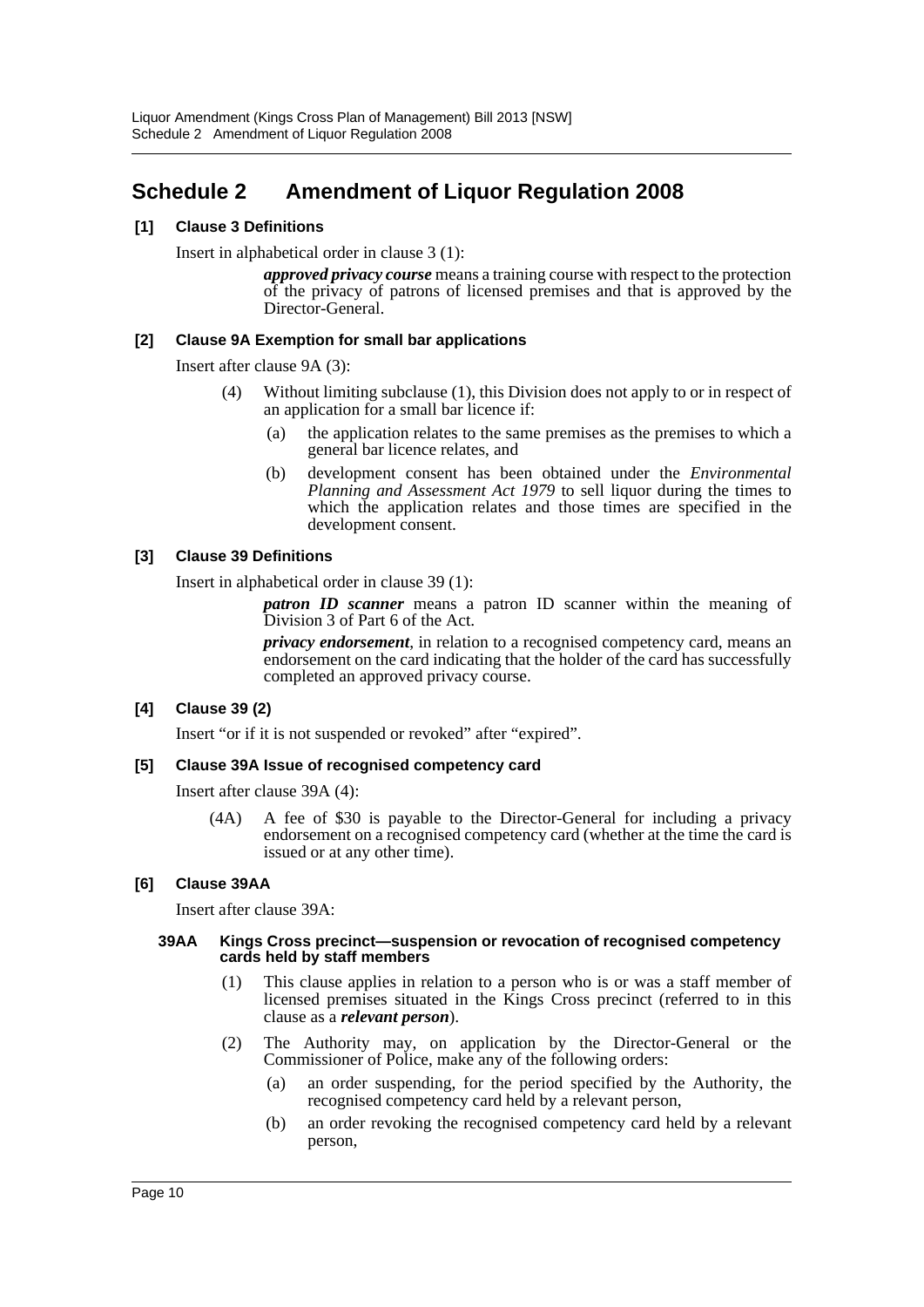# Schedule 2 Amendment of Liquor Regulation 2008

**[1] Clause 3 Definitions**

Insert in alphabetical order in clause 3 (1):

> ***approved privacy course*** means a training course with respect to the protection of the privacy of patrons of licensed premises and that is approved by the Director-General.

**[2] Clause 9A Exemption for small bar applications**

Insert after clause 9A (3):

> (4) Without limiting subclause (1), this Division does not apply to or in respect of an application for a small bar licence if:
>
> (a) the application relates to the same premises as the premises to which a general bar licence relates, and
>
> (b) development consent has been obtained under the *Environmental Planning and Assessment Act 1979* to sell liquor during the times to which the application relates and those times are specified in the development consent.

**[3] Clause 39 Definitions**

Insert in alphabetical order in clause 39 (1):

> ***patron ID scanner*** means a patron ID scanner within the meaning of Division 3 of Part 6 of the Act.
>
> ***privacy endorsement***, in relation to a recognised competency card, means an endorsement on the card indicating that the holder of the card has successfully completed an approved privacy course.

**[4] Clause 39 (2)**

Insert "or if it is not suspended or revoked" after "expired".

**[5] Clause 39A Issue of recognised competency card**

Insert after clause 39A (4):

> (4A) A fee of $30 is payable to the Director-General for including a privacy endorsement on a recognised competency card (whether at the time the card is issued or at any other time).

**[6] Clause 39AA**

Insert after clause 39A:

> **39AA Kings Cross precinct—suspension or revocation of recognised competency cards held by staff members**
>
> (1) This clause applies in relation to a person who is or was a staff member of licensed premises situated in the Kings Cross precinct (referred to in this clause as a ***relevant person***).
>
> (2) The Authority may, on application by the Director-General or the Commissioner of Police, make any of the following orders:
>
> (a) an order suspending, for the period specified by the Authority, the recognised competency card held by a relevant person,
>
> (b) an order revoking the recognised competency card held by a relevant person,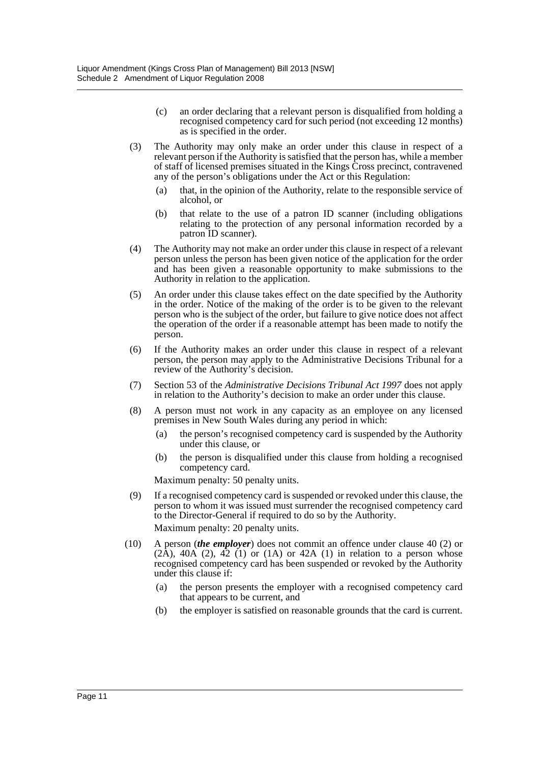(c) an order declaring that a relevant person is disqualified from holding a recognised competency card for such period (not exceeding 12 months) as is specified in the order.

(3) The Authority may only make an order under this clause in respect of a relevant person if the Authority is satisfied that the person has, while a member of staff of licensed premises situated in the Kings Cross precinct, contravened any of the person's obligations under the Act or this Regulation:

(a) that, in the opinion of the Authority, relate to the responsible service of alcohol, or

(b) that relate to the use of a patron ID scanner (including obligations relating to the protection of any personal information recorded by a patron ID scanner).

(4) The Authority may not make an order under this clause in respect of a relevant person unless the person has been given notice of the application for the order and has been given a reasonable opportunity to make submissions to the Authority in relation to the application.

(5) An order under this clause takes effect on the date specified by the Authority in the order. Notice of the making of the order is to be given to the relevant person who is the subject of the order, but failure to give notice does not affect the operation of the order if a reasonable attempt has been made to notify the person.

(6) If the Authority makes an order under this clause in respect of a relevant person, the person may apply to the Administrative Decisions Tribunal for a review of the Authority's decision.

(7) Section 53 of the *Administrative Decisions Tribunal Act 1997* does not apply in relation to the Authority's decision to make an order under this clause.

(8) A person must not work in any capacity as an employee on any licensed premises in New South Wales during any period in which:

(a) the person's recognised competency card is suspended by the Authority under this clause, or

(b) the person is disqualified under this clause from holding a recognised competency card.

Maximum penalty: 50 penalty units.

(9) If a recognised competency card is suspended or revoked under this clause, the person to whom it was issued must surrender the recognised competency card to the Director-General if required to do so by the Authority.

Maximum penalty: 20 penalty units.

(10) A person (***the employer***) does not commit an offence under clause 40 (2) or (2A), 40A (2), 42 (1) or (1A) or 42A (1) in relation to a person whose recognised competency card has been suspended or revoked by the Authority under this clause if:

(a) the person presents the employer with a recognised competency card that appears to be current, and

(b) the employer is satisfied on reasonable grounds that the card is current.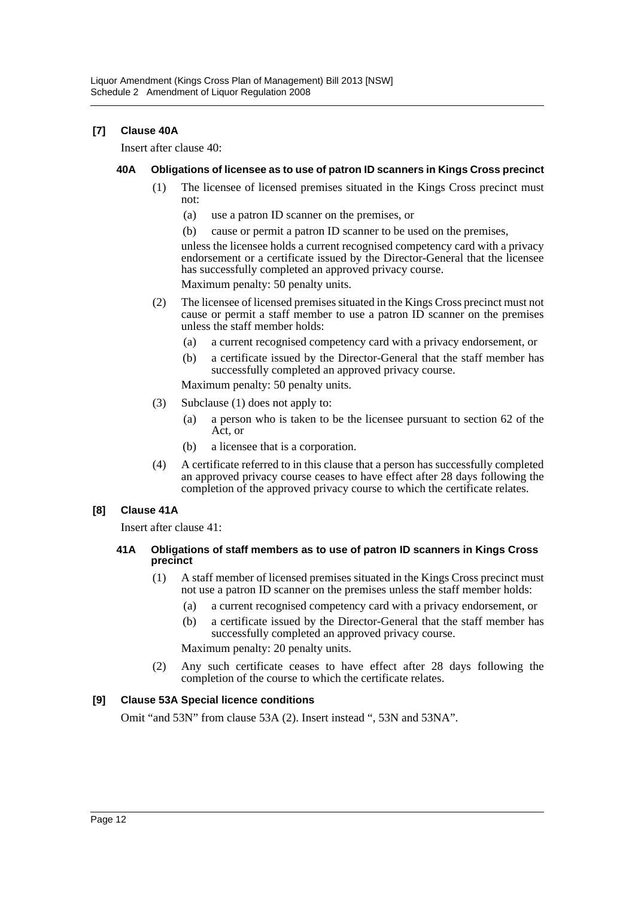### [7] Clause 40A

Insert after clause 40:

#### 40A Obligations of licensee as to use of patron ID scanners in Kings Cross precinct

(1) The licensee of licensed premises situated in the Kings Cross precinct must not:

(a) use a patron ID scanner on the premises, or

(b) cause or permit a patron ID scanner to be used on the premises,

unless the licensee holds a current recognised competency card with a privacy endorsement or a certificate issued by the Director-General that the licensee has successfully completed an approved privacy course.

Maximum penalty: 50 penalty units.

(2) The licensee of licensed premises situated in the Kings Cross precinct must not cause or permit a staff member to use a patron ID scanner on the premises unless the staff member holds:

(a) a current recognised competency card with a privacy endorsement, or

(b) a certificate issued by the Director-General that the staff member has successfully completed an approved privacy course.

Maximum penalty: 50 penalty units.

(3) Subclause (1) does not apply to:

(a) a person who is taken to be the licensee pursuant to section 62 of the Act, or

(b) a licensee that is a corporation.

(4) A certificate referred to in this clause that a person has successfully completed an approved privacy course ceases to have effect after 28 days following the completion of the approved privacy course to which the certificate relates.

### [8] Clause 41A

Insert after clause 41:

#### 41A Obligations of staff members as to use of patron ID scanners in Kings Cross precinct

(1) A staff member of licensed premises situated in the Kings Cross precinct must not use a patron ID scanner on the premises unless the staff member holds:

(a) a current recognised competency card with a privacy endorsement, or

(b) a certificate issued by the Director-General that the staff member has successfully completed an approved privacy course.

Maximum penalty: 20 penalty units.

(2) Any such certificate ceases to have effect after 28 days following the completion of the course to which the certificate relates.

### [9] Clause 53A Special licence conditions

Omit "and 53N" from clause 53A (2). Insert instead ", 53N and 53NA".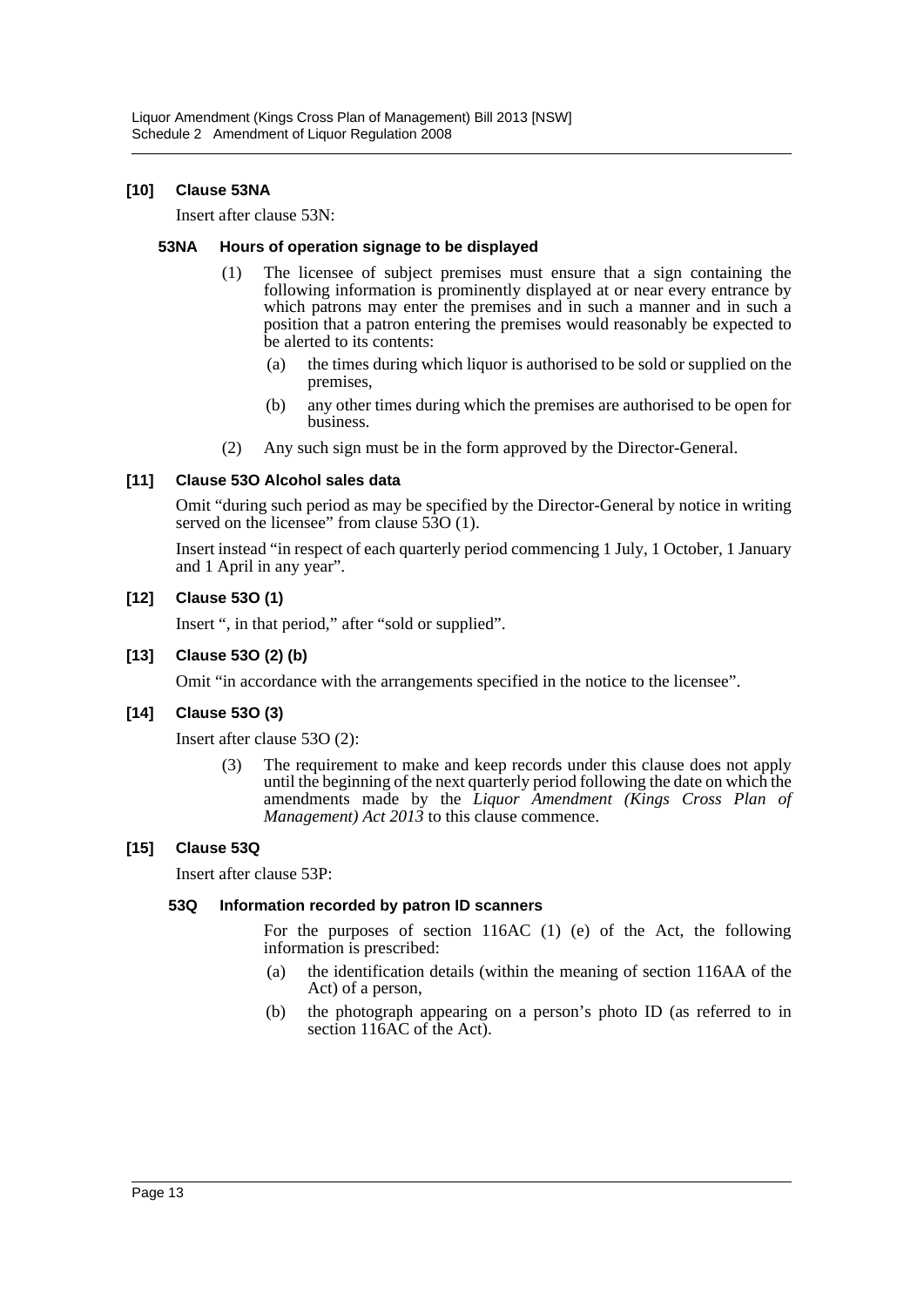### [10] Clause 53NA

Insert after clause 53N:

#### 53NA Hours of operation signage to be displayed

(1) The licensee of subject premises must ensure that a sign containing the following information is prominently displayed at or near every entrance by which patrons may enter the premises and in such a manner and in such a position that a patron entering the premises would reasonably be expected to be alerted to its contents:

(a) the times during which liquor is authorised to be sold or supplied on the premises,

(b) any other times during which the premises are authorised to be open for business.

(2) Any such sign must be in the form approved by the Director-General.

### [11] Clause 53O Alcohol sales data

Omit "during such period as may be specified by the Director-General by notice in writing served on the licensee" from clause 53O (1).

Insert instead "in respect of each quarterly period commencing 1 July, 1 October, 1 January and 1 April in any year".

### [12] Clause 53O (1)

Insert ", in that period," after "sold or supplied".

### [13] Clause 53O (2) (b)

Omit "in accordance with the arrangements specified in the notice to the licensee".

### [14] Clause 53O (3)

Insert after clause 53O (2):

(3) The requirement to make and keep records under this clause does not apply until the beginning of the next quarterly period following the date on which the amendments made by the *Liquor Amendment (Kings Cross Plan of Management) Act 2013* to this clause commence.

### [15] Clause 53Q

Insert after clause 53P:

#### 53Q Information recorded by patron ID scanners

For the purposes of section 116AC (1) (e) of the Act, the following information is prescribed:

(a) the identification details (within the meaning of section 116AA of the Act) of a person,

(b) the photograph appearing on a person's photo ID (as referred to in section 116AC of the Act).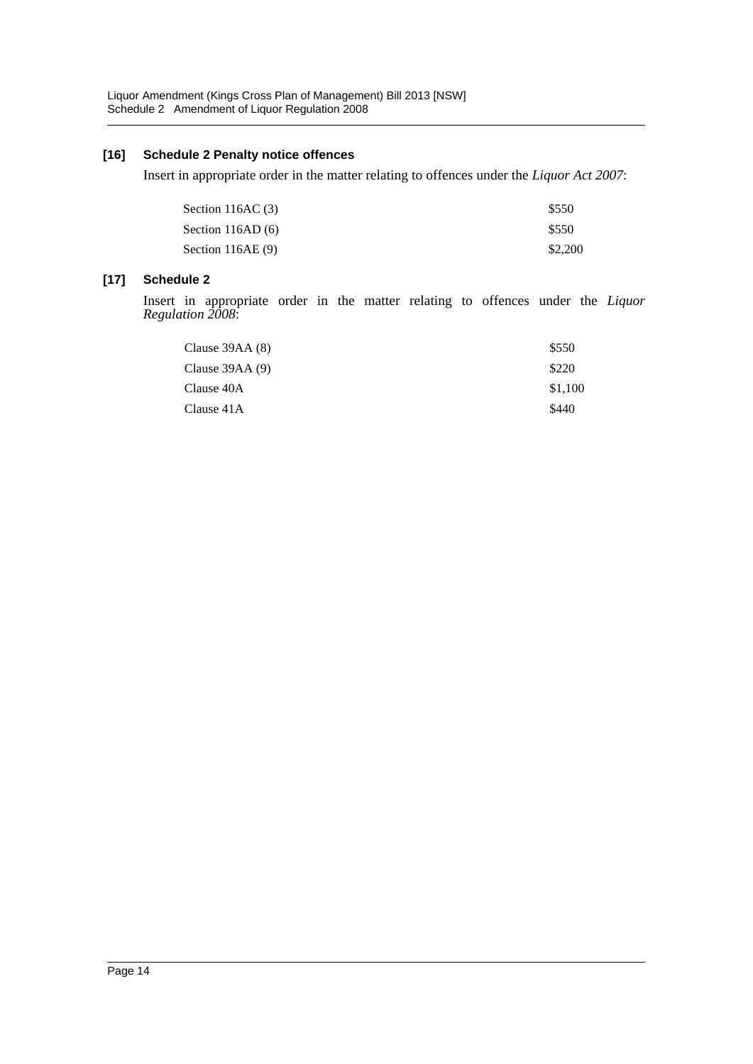### [16] Schedule 2 Penalty notice offences

Insert in appropriate order in the matter relating to offences under the *Liquor Act 2007*:

| | |
|---|---|
| Section 116AC (3) | \$550 |
| Section 116AD (6) | \$550 |
| Section 116AE (9) | \$2,200 |

### [17] Schedule 2

Insert in appropriate order in the matter relating to offences under the *Liquor Regulation 2008*:

| | |
|---|---|
| Clause 39AA (8) | \$550 |
| Clause 39AA (9) | \$220 |
| Clause 40A | \$1,100 |
| Clause 41A | \$440 |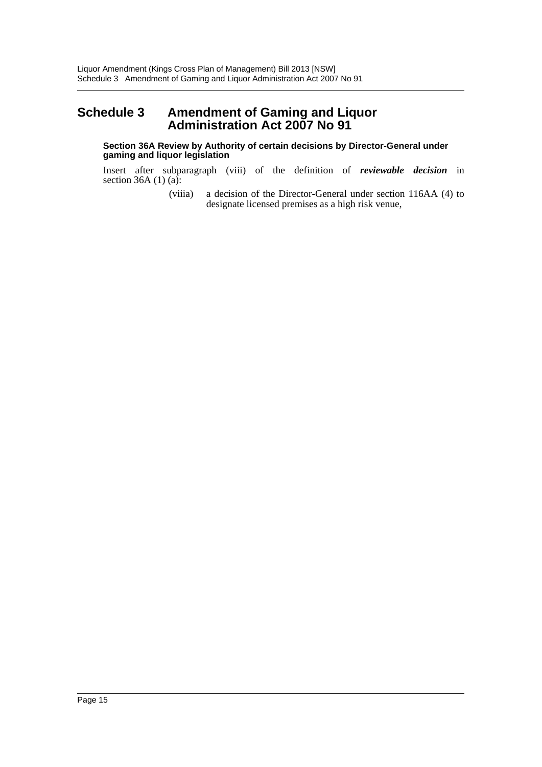# Schedule 3 Amendment of Gaming and Liquor Administration Act 2007 No 91

### Section 36A Review by Authority of certain decisions by Director-General under gaming and liquor legislation

Insert after subparagraph (viii) of the definition of ***reviewable decision*** in section 36A (1) (a):

> (viiia) a decision of the Director-General under section 116AA (4) to designate licensed premises as a high risk venue,